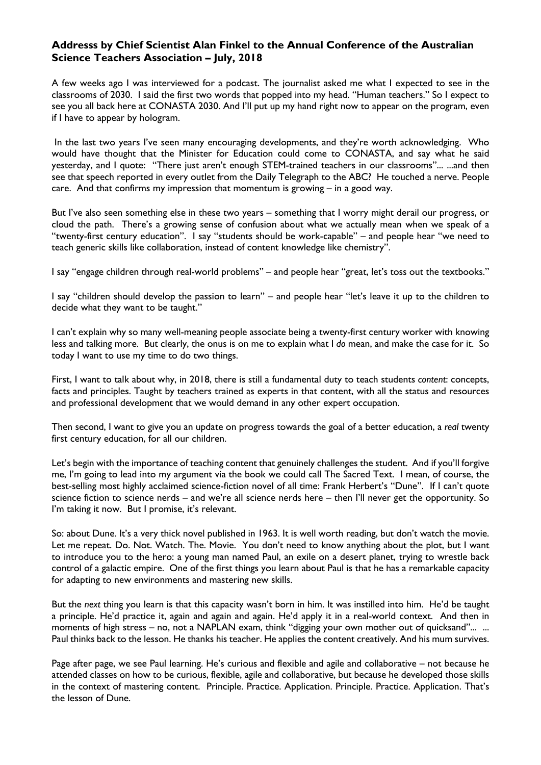**Addresss by Chief Scientist Alan Finkel to the Annual Conference of the Australian Science Teachers Association – July, 2018**

A few weeks ago I was interviewed for a podcast. The journalist asked me what I expected to see in the classrooms of 2030. I said the first two words that popped into my head. "Human teachers." So I expect to see you all back here at CONASTA 2030. And I'll put up my hand right now to appear on the program, even if I have to appear by hologram.

In the last two years I've seen many encouraging developments, and they're worth acknowledging. Who would have thought that the Minister for Education could come to CONASTA, and say what he said yesterday, and I quote: "There just aren't enough STEM-trained teachers in our classrooms"... ...and then see that speech reported in every outlet from the Daily Telegraph to the ABC? He touched a nerve. People care. And that confirms my impression that momentum is growing – in a good way.

But I've also seen something else in these two years – something that I worry might derail our progress, or cloud the path. There's a growing sense of confusion about what we actually mean when we speak of a "twenty-first century education". I say "students should be work-capable" – and people hear "we need to teach generic skills like collaboration, instead of content knowledge like chemistry".

I say "engage children through real-world problems" – and people hear "great, let's toss out the textbooks."

I say "children should develop the passion to learn" – and people hear "let's leave it up to the children to decide what they want to be taught."

I can't explain why so many well-meaning people associate being a twenty-first century worker with knowing less and talking more. But clearly, the onus is on me to explain what I *do* mean, and make the case for it. So today I want to use my time to do two things.

First, I want to talk about why, in 2018, there is still a fundamental duty to teach students *content*: concepts, facts and principles. Taught by teachers trained as experts in that content, with all the status and resources and professional development that we would demand in any other expert occupation.

Then second, I want to give you an update on progress towards the goal of a better education, a *real* twenty first century education, for all our children.

Let's begin with the importance of teaching content that genuinely challenges the student. And if you'll forgive me, I'm going to lead into my argument via the book we could call The Sacred Text. I mean, of course, the best-selling most highly acclaimed science-fiction novel of all time: Frank Herbert's "Dune". If I can't quote science fiction to science nerds – and we're all science nerds here – then I'll never get the opportunity. So I'm taking it now. But I promise, it's relevant.

So: about Dune. It's a very thick novel published in 1963. It is well worth reading, but don't watch the movie. Let me repeat. Do. Not. Watch. The. Movie. You don't need to know anything about the plot, but I want to introduce you to the hero: a young man named Paul, an exile on a desert planet, trying to wrestle back control of a galactic empire. One of the first things you learn about Paul is that he has a remarkable capacity for adapting to new environments and mastering new skills.

But the *next* thing you learn is that this capacity wasn't born in him. It was instilled into him. He'd be taught a principle. He'd practice it, again and again and again. He'd apply it in a real-world context. And then in moments of high stress – no, not a NAPLAN exam, think "digging your own mother out of quicksand"... ... Paul thinks back to the lesson. He thanks his teacher. He applies the content creatively. And his mum survives.

Page after page, we see Paul learning. He's curious and flexible and agile and collaborative – not because he attended classes on how to be curious, flexible, agile and collaborative, but because he developed those skills in the context of mastering content. Principle. Practice. Application. Principle. Practice. Application. That's the lesson of Dune.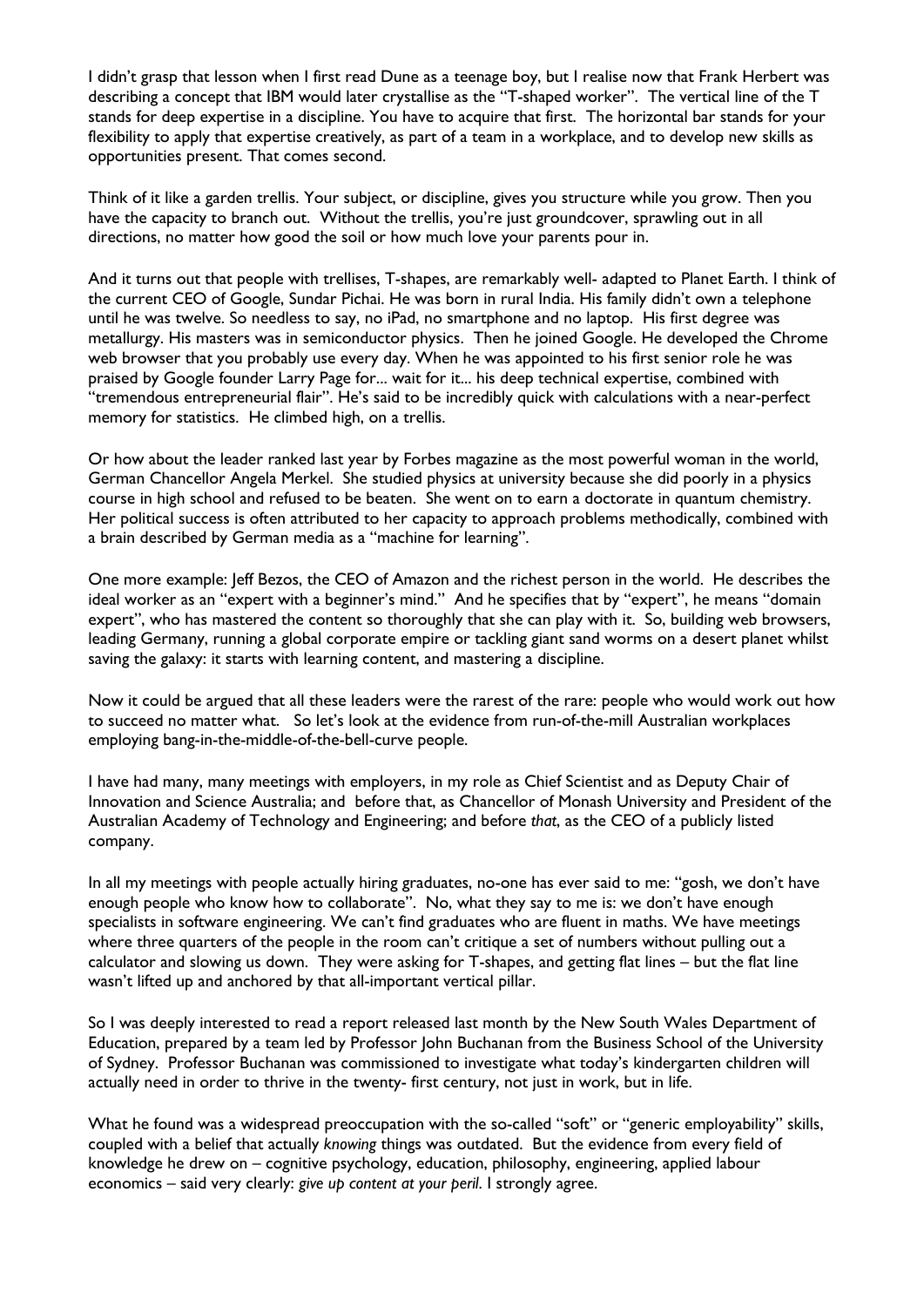I didn't grasp that lesson when I first read Dune as a teenage boy, but I realise now that Frank Herbert was describing a concept that IBM would later crystallise as the "T-shaped worker". The vertical line of the T stands for deep expertise in a discipline. You have to acquire that first. The horizontal bar stands for your flexibility to apply that expertise creatively, as part of a team in a workplace, and to develop new skills as opportunities present. That comes second.

Think of it like a garden trellis. Your subject, or discipline, gives you structure while you grow. Then you have the capacity to branch out. Without the trellis, you're just groundcover, sprawling out in all directions, no matter how good the soil or how much love your parents pour in.

And it turns out that people with trellises, T-shapes, are remarkably well- adapted to Planet Earth. I think of the current CEO of Google, Sundar Pichai. He was born in rural India. His family didn't own a telephone until he was twelve. So needless to say, no iPad, no smartphone and no laptop. His first degree was metallurgy. His masters was in semiconductor physics. Then he joined Google. He developed the Chrome web browser that you probably use every day. When he was appointed to his first senior role he was praised by Google founder Larry Page for... wait for it... his deep technical expertise, combined with "tremendous entrepreneurial flair". He's said to be incredibly quick with calculations with a near-perfect memory for statistics. He climbed high, on a trellis.

Or how about the leader ranked last year by Forbes magazine as the most powerful woman in the world, German Chancellor Angela Merkel. She studied physics at university because she did poorly in a physics course in high school and refused to be beaten. She went on to earn a doctorate in quantum chemistry. Her political success is often attributed to her capacity to approach problems methodically, combined with a brain described by German media as a "machine for learning".

One more example: Jeff Bezos, the CEO of Amazon and the richest person in the world. He describes the ideal worker as an "expert with a beginner's mind." And he specifies that by "expert", he means "domain expert", who has mastered the content so thoroughly that she can play with it. So, building web browsers, leading Germany, running a global corporate empire or tackling giant sand worms on a desert planet whilst saving the galaxy: it starts with learning content, and mastering a discipline.

Now it could be argued that all these leaders were the rarest of the rare: people who would work out how to succeed no matter what. So let's look at the evidence from run-of-the-mill Australian workplaces employing bang-in-the-middle-of-the-bell-curve people.

I have had many, many meetings with employers, in my role as Chief Scientist and as Deputy Chair of Innovation and Science Australia; and before that, as Chancellor of Monash University and President of the Australian Academy of Technology and Engineering; and before *that*, as the CEO of a publicly listed company.

In all my meetings with people actually hiring graduates, no-one has ever said to me: "gosh, we don't have enough people who know how to collaborate". No, what they say to me is: we don't have enough specialists in software engineering. We can't find graduates who are fluent in maths. We have meetings where three quarters of the people in the room can't critique a set of numbers without pulling out a calculator and slowing us down. They were asking for T-shapes, and getting flat lines – but the flat line wasn't lifted up and anchored by that all-important vertical pillar.

So I was deeply interested to read a report released last month by the New South Wales Department of Education, prepared by a team led by Professor John Buchanan from the Business School of the University of Sydney. Professor Buchanan was commissioned to investigate what today's kindergarten children will actually need in order to thrive in the twenty- first century, not just in work, but in life.

What he found was a widespread preoccupation with the so-called "soft" or "generic employability" skills, coupled with a belief that actually *knowing* things was outdated. But the evidence from every field of knowledge he drew on – cognitive psychology, education, philosophy, engineering, applied labour economics – said very clearly: *give up content at your peril*. I strongly agree.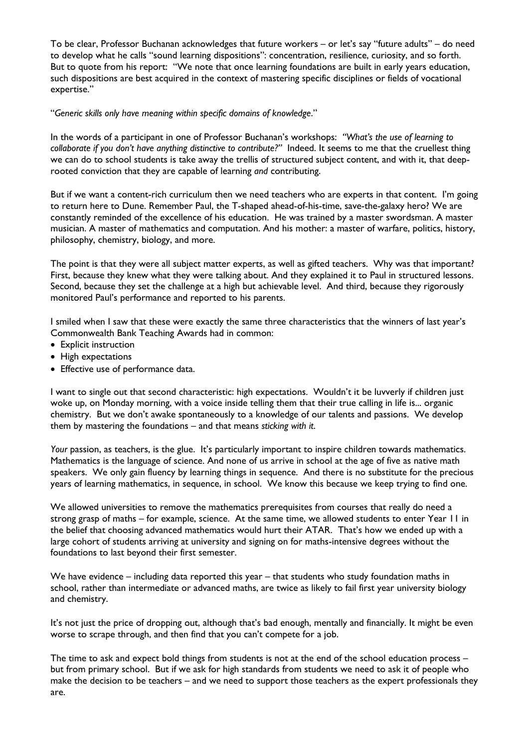To be clear, Professor Buchanan acknowledges that future workers – or let's say "future adults" – do need to develop what he calls "sound learning dispositions": concentration, resilience, curiosity, and so forth. But to quote from his report: "We note that once learning foundations are built in early years education, such dispositions are best acquired in the context of mastering specific disciplines or fields of vocational expertise."

"*Generic skills only have meaning within specific domains of knowledge*."

In the words of a participant in one of Professor Buchanan's workshops: *"What's the use of learning to collaborate if you don't have anything distinctive to contribute?"* Indeed. It seems to me that the cruellest thing we can do to school students is take away the trellis of structured subject content, and with it, that deep-rooted conviction that they are capable of learning *and* contributing.

But if we want a content-rich curriculum then we need teachers who are experts in that content. I'm going to return here to Dune. Remember Paul, the T-shaped ahead-of-his-time, save-the-galaxy hero? We are constantly reminded of the excellence of his education. He was trained by a master swordsman. A master musician. A master of mathematics and computation. And his mother: a master of warfare, politics, history, philosophy, chemistry, biology, and more.

The point is that they were all subject matter experts, as well as gifted teachers. Why was that important? First, because they knew what they were talking about. And they explained it to Paul in structured lessons. Second, because they set the challenge at a high but achievable level. And third, because they rigorously monitored Paul's performance and reported to his parents.

I smiled when I saw that these were exactly the same three characteristics that the winners of last year's Commonwealth Bank Teaching Awards had in common:

- Explicit instruction
- High expectations
- Effective use of performance data.

I want to single out that second characteristic: high expectations. Wouldn't it be luvverly if children just woke up, on Monday morning, with a voice inside telling them that their true calling in life is... organic chemistry. But we don't awake spontaneously to a knowledge of our talents and passions. We develop them by mastering the foundations – and that means *sticking with it*.

*Your* passion, as teachers, is the glue. It's particularly important to inspire children towards mathematics. Mathematics is the language of science. And none of us arrive in school at the age of five as native math speakers. We only gain fluency by learning things in sequence. And there is no substitute for the precious years of learning mathematics, in sequence, in school. We know this because we keep trying to find one.

We allowed universities to remove the mathematics prerequisites from courses that really do need a strong grasp of maths – for example, science. At the same time, we allowed students to enter Year 11 in the belief that choosing advanced mathematics would hurt their ATAR. That's how we ended up with a large cohort of students arriving at university and signing on for maths-intensive degrees without the foundations to last beyond their first semester.

We have evidence – including data reported this year – that students who study foundation maths in school, rather than intermediate or advanced maths, are twice as likely to fail first year university biology and chemistry.

It's not just the price of dropping out, although that's bad enough, mentally and financially. It might be even worse to scrape through, and then find that you can't compete for a job.

The time to ask and expect bold things from students is not at the end of the school education process – but from primary school. But if we ask for high standards from students we need to ask it of people who make the decision to be teachers – and we need to support those teachers as the expert professionals they are.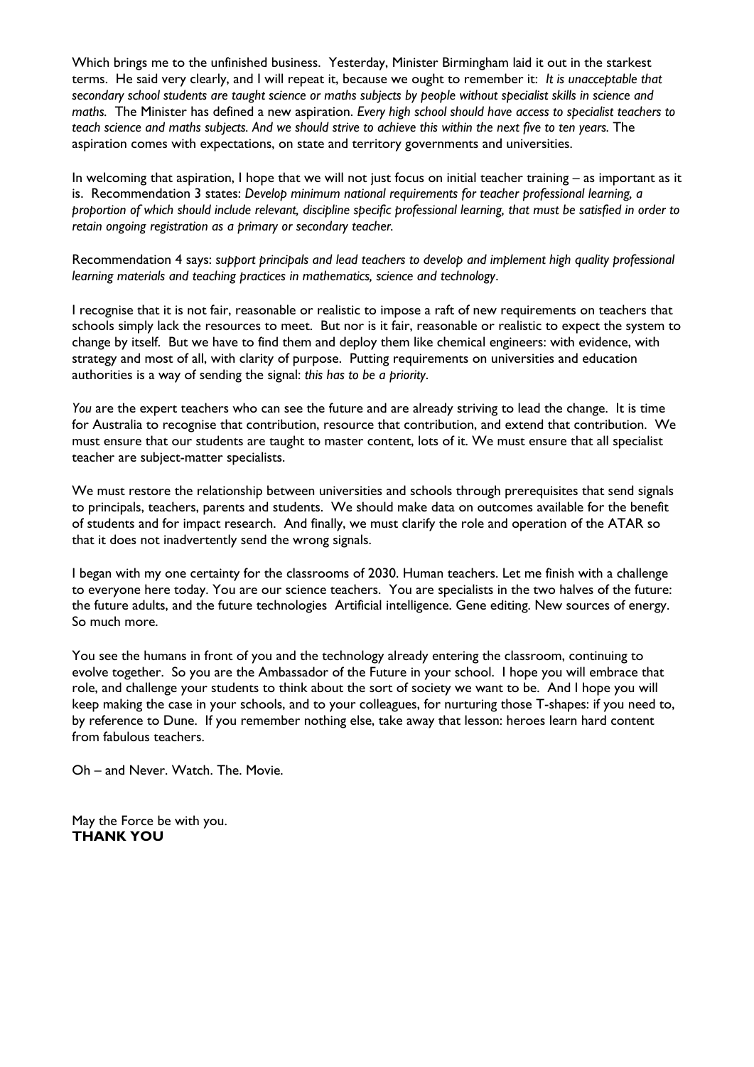Which brings me to the unfinished business. Yesterday, Minister Birmingham laid it out in the starkest terms. He said very clearly, and I will repeat it, because we ought to remember it: *It is unacceptable that secondary school students are taught science or maths subjects by people without specialist skills in science and maths.* The Minister has defined a new aspiration. *Every high school should have access to specialist teachers to teach science and maths subjects. And we should strive to achieve this within the next five to ten years.* The aspiration comes with expectations, on state and territory governments and universities.

In welcoming that aspiration, I hope that we will not just focus on initial teacher training – as important as it is. Recommendation 3 states: *Develop minimum national requirements for teacher professional learning, a proportion of which should include relevant, discipline specific professional learning, that must be satisfied in order to retain ongoing registration as a primary or secondary teacher.*

Recommendation 4 says: *support principals and lead teachers to develop and implement high quality professional learning materials and teaching practices in mathematics, science and technology*.

I recognise that it is not fair, reasonable or realistic to impose a raft of new requirements on teachers that schools simply lack the resources to meet. But nor is it fair, reasonable or realistic to expect the system to change by itself. But we have to find them and deploy them like chemical engineers: with evidence, with strategy and most of all, with clarity of purpose. Putting requirements on universities and education authorities is a way of sending the signal: *this has to be a priority*.

*You* are the expert teachers who can see the future and are already striving to lead the change. It is time for Australia to recognise that contribution, resource that contribution, and extend that contribution. We must ensure that our students are taught to master content, lots of it. We must ensure that all specialist teacher are subject-matter specialists.

We must restore the relationship between universities and schools through prerequisites that send signals to principals, teachers, parents and students. We should make data on outcomes available for the benefit of students and for impact research. And finally, we must clarify the role and operation of the ATAR so that it does not inadvertently send the wrong signals.

I began with my one certainty for the classrooms of 2030. Human teachers. Let me finish with a challenge to everyone here today. You are our science teachers. You are specialists in the two halves of the future: the future adults, and the future technologies Artificial intelligence. Gene editing. New sources of energy. So much more.

You see the humans in front of you and the technology already entering the classroom, continuing to evolve together. So you are the Ambassador of the Future in your school. I hope you will embrace that role, and challenge your students to think about the sort of society we want to be. And I hope you will keep making the case in your schools, and to your colleagues, for nurturing those T-shapes: if you need to, by reference to Dune. If you remember nothing else, take away that lesson: heroes learn hard content from fabulous teachers.

Oh – and Never. Watch. The. Movie.

May the Force be with you.
**THANK YOU**